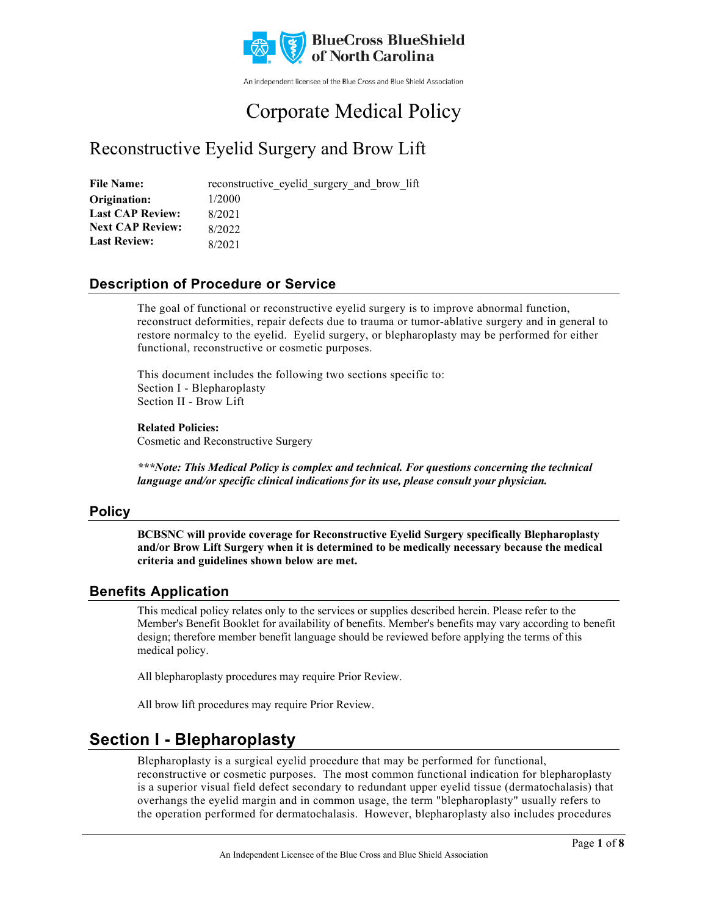BlueCross BlueShield of North Carolina

An independent licensee of the Blue Cross and Blue Shield Association

# Corporate Medical Policy

## Reconstructive Eyelid Surgery and Brow Lift

| | |
|---|---|
| **File Name:** | reconstructive_eyelid_surgery_and_brow_lift |
| **Origination:** | 1/2000 |
| **Last CAP Review:** | 8/2021 |
| **Next CAP Review:** | 8/2022 |
| **Last Review:** | 8/2021 |

### Description of Procedure or Service

The goal of functional or reconstructive eyelid surgery is to improve abnormal function, reconstruct deformities, repair defects due to trauma or tumor-ablative surgery and in general to restore normalcy to the eyelid. Eyelid surgery, or blepharoplasty may be performed for either functional, reconstructive or cosmetic purposes.

This document includes the following two sections specific to:
Section I - Blepharoplasty
Section II - Brow Lift

**Related Policies:**
Cosmetic and Reconstructive Surgery

***\*\*\*Note: This Medical Policy is complex and technical. For questions concerning the technical language and/or specific clinical indications for its use, please consult your physician.***

### Policy

**BCBSNC will provide coverage for Reconstructive Eyelid Surgery specifically Blepharoplasty and/or Brow Lift Surgery when it is determined to be medically necessary because the medical criteria and guidelines shown below are met.**

### Benefits Application

This medical policy relates only to the services or supplies described herein. Please refer to the Member's Benefit Booklet for availability of benefits. Member's benefits may vary according to benefit design; therefore member benefit language should be reviewed before applying the terms of this medical policy.

All blepharoplasty procedures may require Prior Review.

All brow lift procedures may require Prior Review.

## Section I - Blepharoplasty

Blepharoplasty is a surgical eyelid procedure that may be performed for functional, reconstructive or cosmetic purposes. The most common functional indication for blepharoplasty is a superior visual field defect secondary to redundant upper eyelid tissue (dermatochalasis) that overhangs the eyelid margin and in common usage, the term "blepharoplasty" usually refers to the operation performed for dermatochalasis. However, blepharoplasty also includes procedures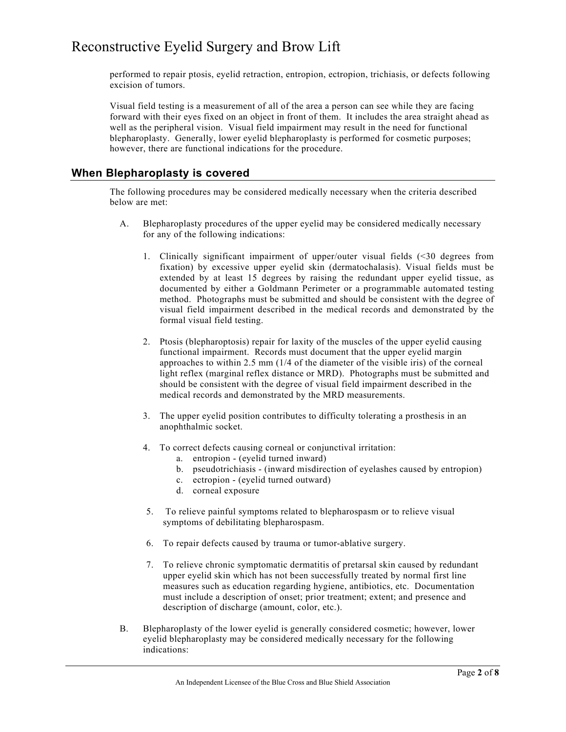performed to repair ptosis, eyelid retraction, entropion, ectropion, trichiasis, or defects following excision of tumors.

Visual field testing is a measurement of all of the area a person can see while they are facing forward with their eyes fixed on an object in front of them. It includes the area straight ahead as well as the peripheral vision. Visual field impairment may result in the need for functional blepharoplasty. Generally, lower eyelid blepharoplasty is performed for cosmetic purposes; however, there are functional indications for the procedure.

## When Blepharoplasty is covered

The following procedures may be considered medically necessary when the criteria described below are met:

A. Blepharoplasty procedures of the upper eyelid may be considered medically necessary for any of the following indications:

   1. Clinically significant impairment of upper/outer visual fields (<30 degrees from fixation) by excessive upper eyelid skin (dermatochalasis). Visual fields must be extended by at least 15 degrees by raising the redundant upper eyelid tissue, as documented by either a Goldmann Perimeter or a programmable automated testing method. Photographs must be submitted and should be consistent with the degree of visual field impairment described in the medical records and demonstrated by the formal visual field testing.

   2. Ptosis (blepharoptosis) repair for laxity of the muscles of the upper eyelid causing functional impairment. Records must document that the upper eyelid margin approaches to within 2.5 mm (1/4 of the diameter of the visible iris) of the corneal light reflex (marginal reflex distance or MRD). Photographs must be submitted and should be consistent with the degree of visual field impairment described in the medical records and demonstrated by the MRD measurements.

   3. The upper eyelid position contributes to difficulty tolerating a prosthesis in an anophthalmic socket.

   4. To correct defects causing corneal or conjunctival irritation:
      a. entropion - (eyelid turned inward)
      b. pseudotrichiasis - (inward misdirection of eyelashes caused by entropion)
      c. ectropion - (eyelid turned outward)
      d. corneal exposure

   5. To relieve painful symptoms related to blepharospasm or to relieve visual symptoms of debilitating blepharospasm.

   6. To repair defects caused by trauma or tumor-ablative surgery.

   7. To relieve chronic symptomatic dermatitis of pretarsal skin caused by redundant upper eyelid skin which has not been successfully treated by normal first line measures such as education regarding hygiene, antibiotics, etc. Documentation must include a description of onset; prior treatment; extent; and presence and description of discharge (amount, color, etc.).

B. Blepharoplasty of the lower eyelid is generally considered cosmetic; however, lower eyelid blepharoplasty may be considered medically necessary for the following indications: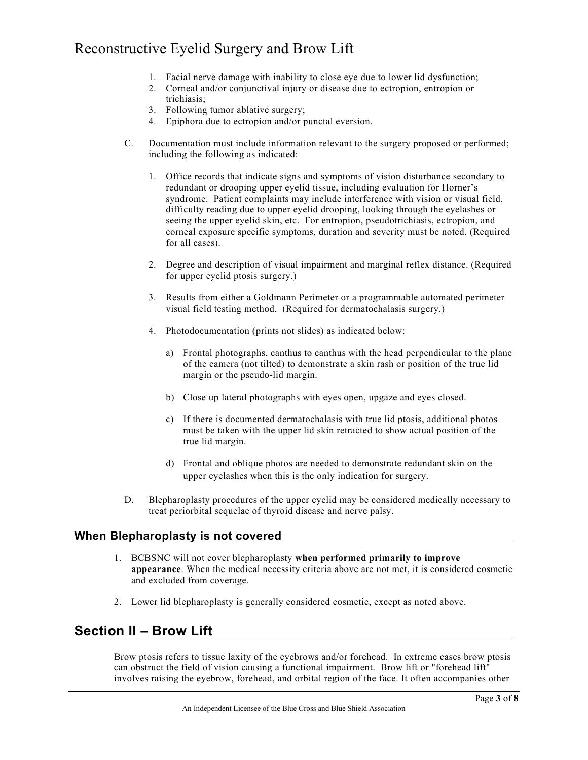1. Facial nerve damage with inability to close eye due to lower lid dysfunction;
2. Corneal and/or conjunctival injury or disease due to ectropion, entropion or trichiasis;
3. Following tumor ablative surgery;
4. Epiphora due to ectropion and/or punctal eversion.

C. Documentation must include information relevant to the surgery proposed or performed; including the following as indicated:

   1. Office records that indicate signs and symptoms of vision disturbance secondary to redundant or drooping upper eyelid tissue, including evaluation for Horner's syndrome. Patient complaints may include interference with vision or visual field, difficulty reading due to upper eyelid drooping, looking through the eyelashes or seeing the upper eyelid skin, etc. For entropion, pseudotrichiasis, ectropion, and corneal exposure specific symptoms, duration and severity must be noted. (Required for all cases).

   2. Degree and description of visual impairment and marginal reflex distance. (Required for upper eyelid ptosis surgery.)

   3. Results from either a Goldmann Perimeter or a programmable automated perimeter visual field testing method. (Required for dermatochalasis surgery.)

   4. Photodocumentation (prints not slides) as indicated below:

      a) Frontal photographs, canthus to canthus with the head perpendicular to the plane of the camera (not tilted) to demonstrate a skin rash or position of the true lid margin or the pseudo-lid margin.

      b) Close up lateral photographs with eyes open, upgaze and eyes closed.

      c) If there is documented dermatochalasis with true lid ptosis, additional photos must be taken with the upper lid skin retracted to show actual position of the true lid margin.

      d) Frontal and oblique photos are needed to demonstrate redundant skin on the upper eyelashes when this is the only indication for surgery.

D. Blepharoplasty procedures of the upper eyelid may be considered medically necessary to treat periorbital sequelae of thyroid disease and nerve palsy.

### When Blepharoplasty is not covered

1. BCBSNC will not cover blepharoplasty **when performed primarily to improve appearance**. When the medical necessity criteria above are not met, it is considered cosmetic and excluded from coverage.

2. Lower lid blepharoplasty is generally considered cosmetic, except as noted above.

## Section II – Brow Lift

Brow ptosis refers to tissue laxity of the eyebrows and/or forehead. In extreme cases brow ptosis can obstruct the field of vision causing a functional impairment. Brow lift or "forehead lift" involves raising the eyebrow, forehead, and orbital region of the face. It often accompanies other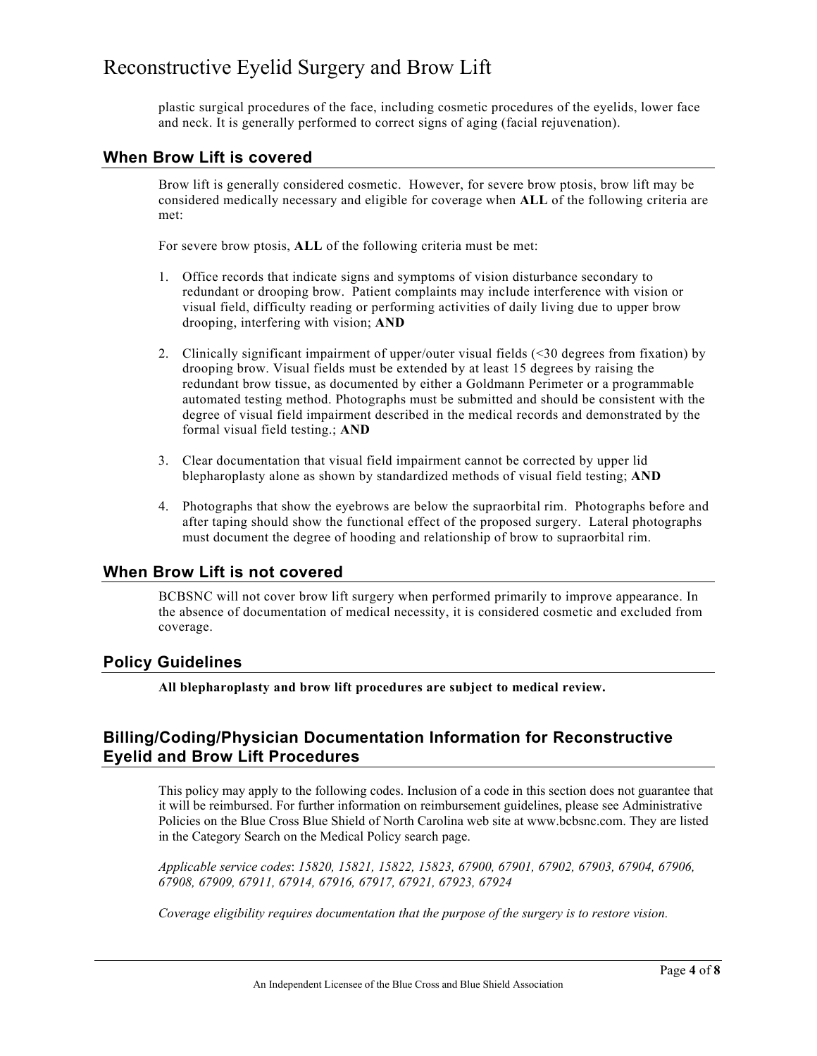plastic surgical procedures of the face, including cosmetic procedures of the eyelids, lower face and neck. It is generally performed to correct signs of aging (facial rejuvenation).

## When Brow Lift is covered

Brow lift is generally considered cosmetic. However, for severe brow ptosis, brow lift may be considered medically necessary and eligible for coverage when **ALL** of the following criteria are met:

For severe brow ptosis, **ALL** of the following criteria must be met:

1. Office records that indicate signs and symptoms of vision disturbance secondary to redundant or drooping brow. Patient complaints may include interference with vision or visual field, difficulty reading or performing activities of daily living due to upper brow drooping, interfering with vision; **AND**

2. Clinically significant impairment of upper/outer visual fields (<30 degrees from fixation) by drooping brow. Visual fields must be extended by at least 15 degrees by raising the redundant brow tissue, as documented by either a Goldmann Perimeter or a programmable automated testing method. Photographs must be submitted and should be consistent with the degree of visual field impairment described in the medical records and demonstrated by the formal visual field testing.; **AND**

3. Clear documentation that visual field impairment cannot be corrected by upper lid blepharoplasty alone as shown by standardized methods of visual field testing; **AND**

4. Photographs that show the eyebrows are below the supraorbital rim. Photographs before and after taping should show the functional effect of the proposed surgery. Lateral photographs must document the degree of hooding and relationship of brow to supraorbital rim.

## When Brow Lift is not covered

BCBSNC will not cover brow lift surgery when performed primarily to improve appearance. In the absence of documentation of medical necessity, it is considered cosmetic and excluded from coverage.

## Policy Guidelines

**All blepharoplasty and brow lift procedures are subject to medical review.**

## Billing/Coding/Physician Documentation Information for Reconstructive Eyelid and Brow Lift Procedures

This policy may apply to the following codes. Inclusion of a code in this section does not guarantee that it will be reimbursed. For further information on reimbursement guidelines, please see Administrative Policies on the Blue Cross Blue Shield of North Carolina web site at www.bcbsnc.com. They are listed in the Category Search on the Medical Policy search page.

*Applicable service codes*: *15820, 15821, 15822, 15823, 67900, 67901, 67902, 67903, 67904, 67906, 67908, 67909, 67911, 67914, 67916, 67917, 67921, 67923, 67924*

*Coverage eligibility requires documentation that the purpose of the surgery is to restore vision.*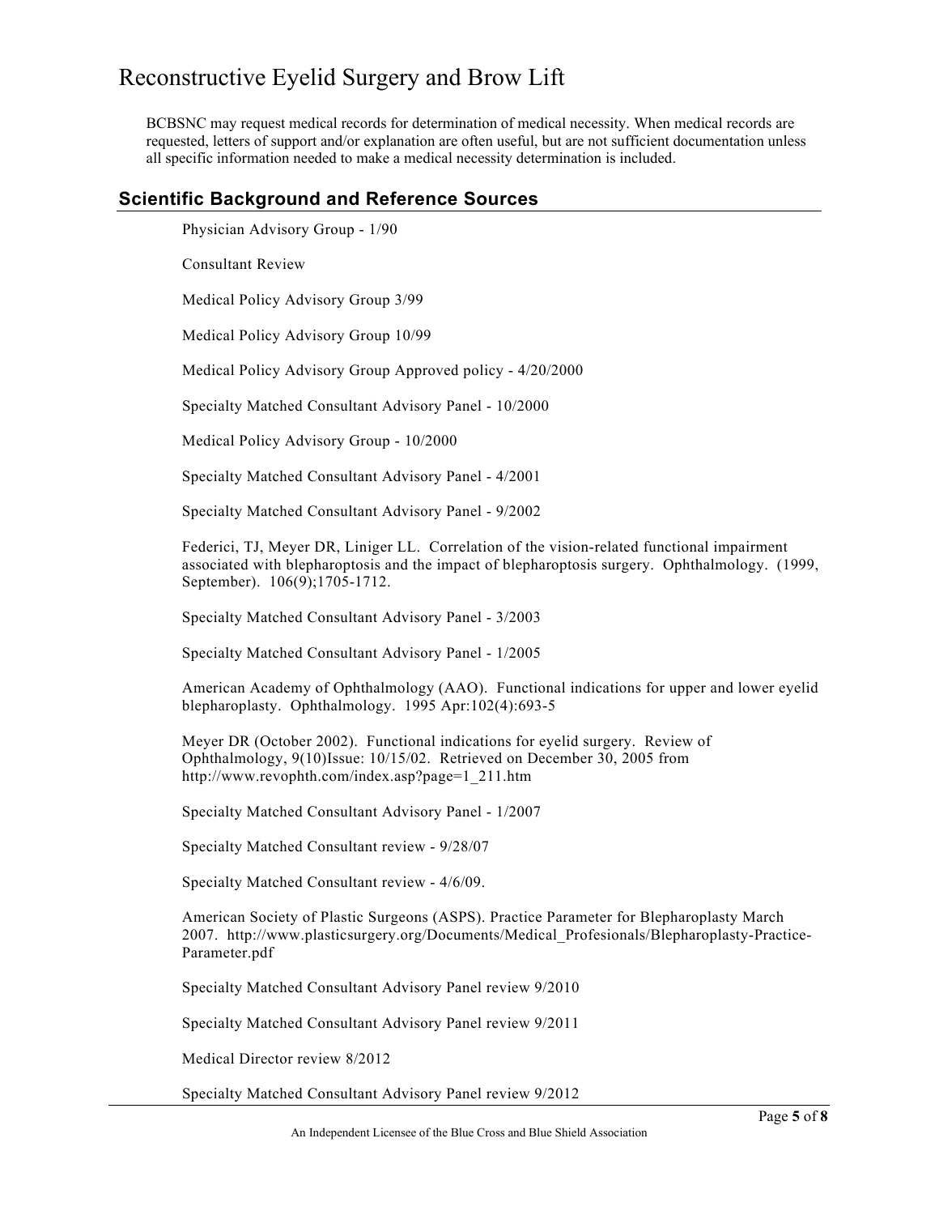BCBSNC may request medical records for determination of medical necessity. When medical records are requested, letters of support and/or explanation are often useful, but are not sufficient documentation unless all specific information needed to make a medical necessity determination is included.

## Scientific Background and Reference Sources

Physician Advisory Group - 1/90

Consultant Review

Medical Policy Advisory Group 3/99

Medical Policy Advisory Group 10/99

Medical Policy Advisory Group Approved policy - 4/20/2000

Specialty Matched Consultant Advisory Panel - 10/2000

Medical Policy Advisory Group - 10/2000

Specialty Matched Consultant Advisory Panel - 4/2001

Specialty Matched Consultant Advisory Panel - 9/2002

Federici, TJ, Meyer DR, Liniger LL. Correlation of the vision-related functional impairment associated with blepharoptosis and the impact of blepharoptosis surgery. Ophthalmology. (1999, September). 106(9);1705-1712.

Specialty Matched Consultant Advisory Panel - 3/2003

Specialty Matched Consultant Advisory Panel - 1/2005

American Academy of Ophthalmology (AAO). Functional indications for upper and lower eyelid blepharoplasty. Ophthalmology. 1995 Apr:102(4):693-5

Meyer DR (October 2002). Functional indications for eyelid surgery. Review of Ophthalmology, 9(10)Issue: 10/15/02. Retrieved on December 30, 2005 from http://www.revophth.com/index.asp?page=1_211.htm

Specialty Matched Consultant Advisory Panel - 1/2007

Specialty Matched Consultant review - 9/28/07

Specialty Matched Consultant review - 4/6/09.

American Society of Plastic Surgeons (ASPS). Practice Parameter for Blepharoplasty March 2007. http://www.plasticsurgery.org/Documents/Medical_Profesionals/Blepharoplasty-Practice-Parameter.pdf

Specialty Matched Consultant Advisory Panel review 9/2010

Specialty Matched Consultant Advisory Panel review 9/2011

Medical Director review 8/2012

Specialty Matched Consultant Advisory Panel review 9/2012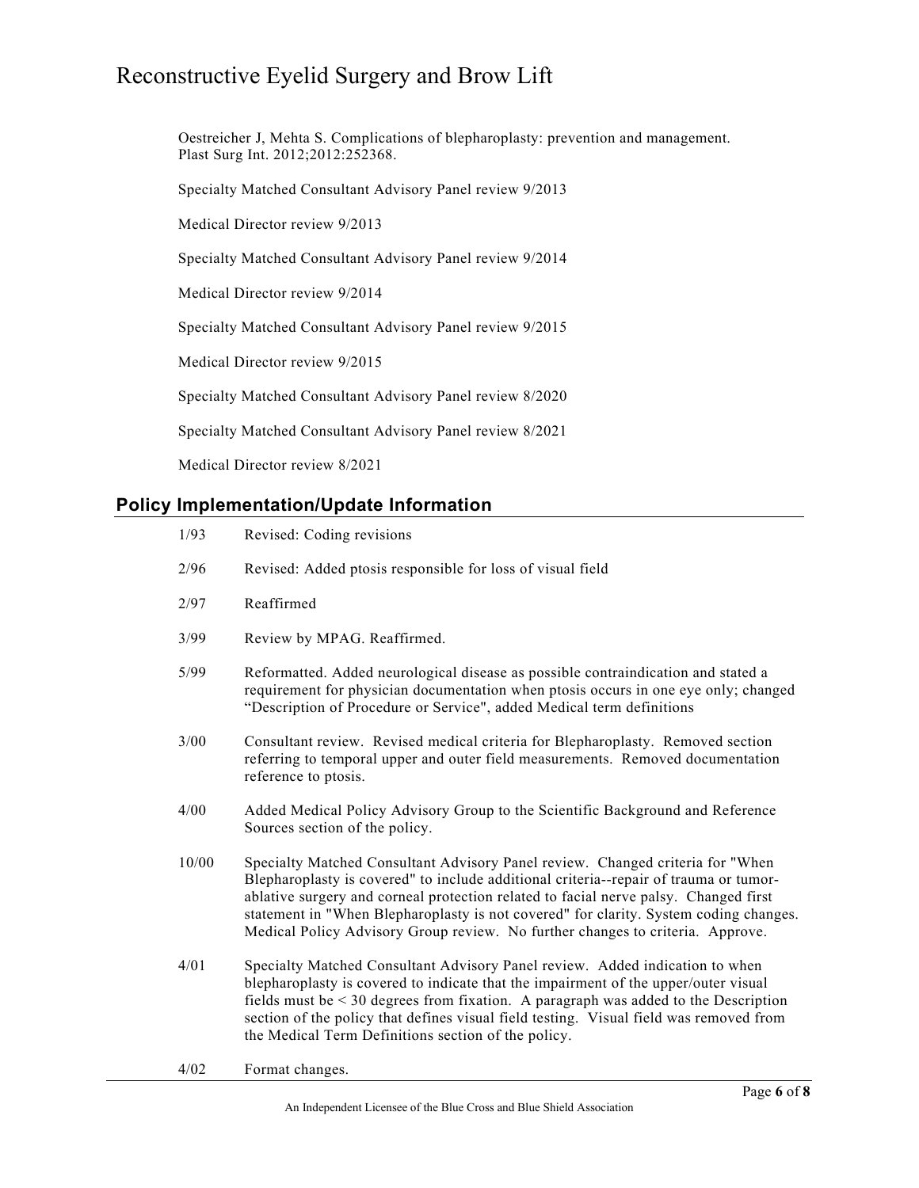Oestreicher J, Mehta S. Complications of blepharoplasty: prevention and management. Plast Surg Int. 2012;2012:252368.

Specialty Matched Consultant Advisory Panel review 9/2013

Medical Director review 9/2013

Specialty Matched Consultant Advisory Panel review 9/2014

Medical Director review 9/2014

Specialty Matched Consultant Advisory Panel review 9/2015

Medical Director review 9/2015

Specialty Matched Consultant Advisory Panel review 8/2020

Specialty Matched Consultant Advisory Panel review 8/2021

Medical Director review 8/2021

## Policy Implementation/Update Information

1/93 Revised: Coding revisions

2/96 Revised: Added ptosis responsible for loss of visual field

2/97 Reaffirmed

3/99 Review by MPAG. Reaffirmed.

5/99 Reformatted. Added neurological disease as possible contraindication and stated a requirement for physician documentation when ptosis occurs in one eye only; changed "Description of Procedure or Service", added Medical term definitions

3/00 Consultant review. Revised medical criteria for Blepharoplasty. Removed section referring to temporal upper and outer field measurements. Removed documentation reference to ptosis.

4/00 Added Medical Policy Advisory Group to the Scientific Background and Reference Sources section of the policy.

10/00 Specialty Matched Consultant Advisory Panel review. Changed criteria for "When Blepharoplasty is covered" to include additional criteria--repair of trauma or tumor-ablative surgery and corneal protection related to facial nerve palsy. Changed first statement in "When Blepharoplasty is not covered" for clarity. System coding changes. Medical Policy Advisory Group review. No further changes to criteria. Approve.

4/01 Specialty Matched Consultant Advisory Panel review. Added indication to when blepharoplasty is covered to indicate that the impairment of the upper/outer visual fields must be < 30 degrees from fixation. A paragraph was added to the Description section of the policy that defines visual field testing. Visual field was removed from the Medical Term Definitions section of the policy.

4/02 Format changes.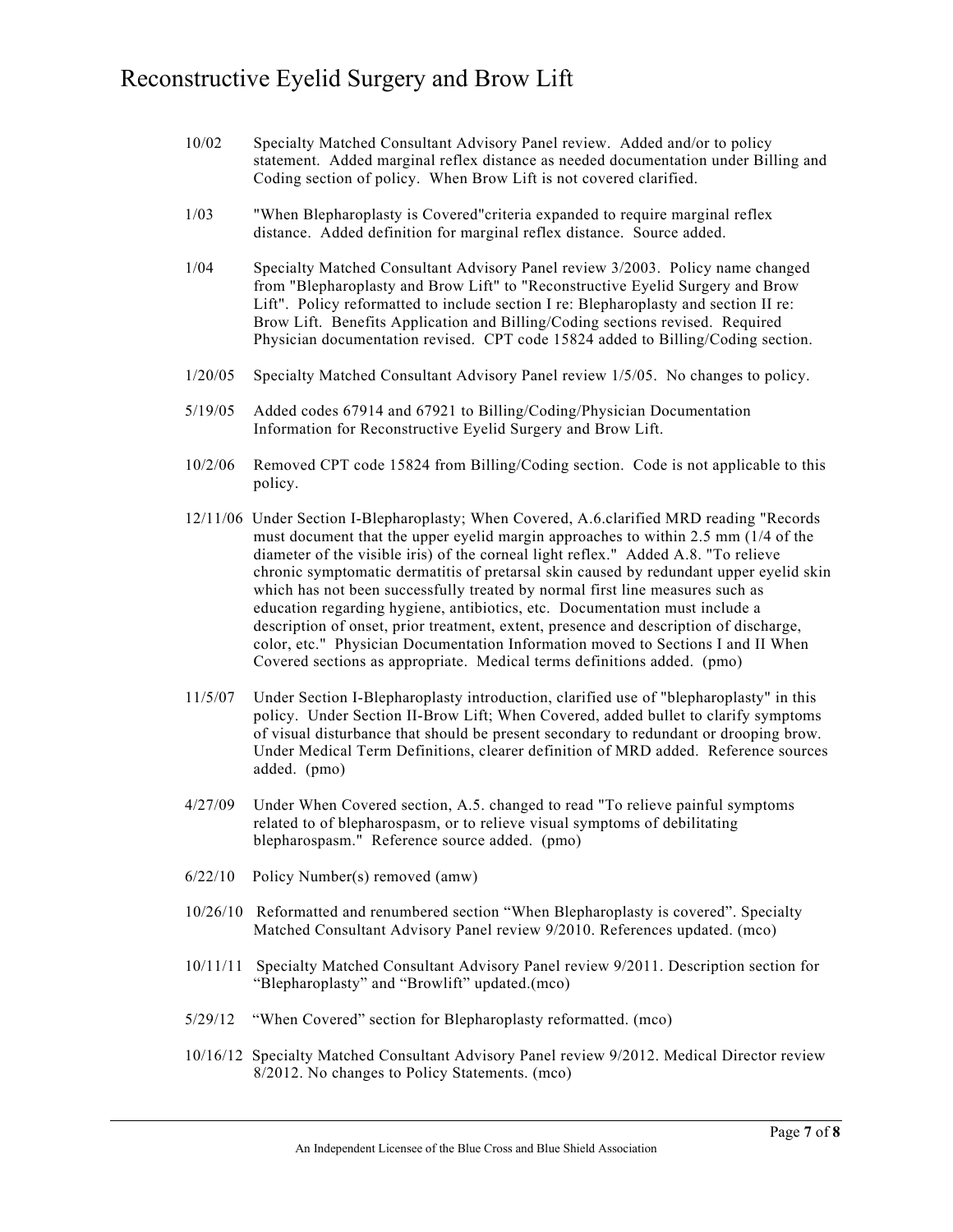10/02 Specialty Matched Consultant Advisory Panel review. Added and/or to policy statement. Added marginal reflex distance as needed documentation under Billing and Coding section of policy. When Brow Lift is not covered clarified.

1/03 "When Blepharoplasty is Covered"criteria expanded to require marginal reflex distance. Added definition for marginal reflex distance. Source added.

1/04 Specialty Matched Consultant Advisory Panel review 3/2003. Policy name changed from "Blepharoplasty and Brow Lift" to "Reconstructive Eyelid Surgery and Brow Lift". Policy reformatted to include section I re: Blepharoplasty and section II re: Brow Lift. Benefits Application and Billing/Coding sections revised. Required Physician documentation revised. CPT code 15824 added to Billing/Coding section.

1/20/05 Specialty Matched Consultant Advisory Panel review 1/5/05. No changes to policy.

5/19/05 Added codes 67914 and 67921 to Billing/Coding/Physician Documentation Information for Reconstructive Eyelid Surgery and Brow Lift.

10/2/06 Removed CPT code 15824 from Billing/Coding section. Code is not applicable to this policy.

12/11/06 Under Section I-Blepharoplasty; When Covered, A.6.clarified MRD reading "Records must document that the upper eyelid margin approaches to within 2.5 mm (1/4 of the diameter of the visible iris) of the corneal light reflex." Added A.8. "To relieve chronic symptomatic dermatitis of pretarsal skin caused by redundant upper eyelid skin which has not been successfully treated by normal first line measures such as education regarding hygiene, antibiotics, etc. Documentation must include a description of onset, prior treatment, extent, presence and description of discharge, color, etc." Physician Documentation Information moved to Sections I and II When Covered sections as appropriate. Medical terms definitions added. (pmo)

11/5/07 Under Section I-Blepharoplasty introduction, clarified use of "blepharoplasty" in this policy. Under Section II-Brow Lift; When Covered, added bullet to clarify symptoms of visual disturbance that should be present secondary to redundant or drooping brow. Under Medical Term Definitions, clearer definition of MRD added. Reference sources added. (pmo)

4/27/09 Under When Covered section, A.5. changed to read "To relieve painful symptoms related to of blepharospasm, or to relieve visual symptoms of debilitating blepharospasm." Reference source added. (pmo)

6/22/10 Policy Number(s) removed (amw)

10/26/10 Reformatted and renumbered section "When Blepharoplasty is covered". Specialty Matched Consultant Advisory Panel review 9/2010. References updated. (mco)

10/11/11 Specialty Matched Consultant Advisory Panel review 9/2011. Description section for "Blepharoplasty" and "Browlift" updated.(mco)

5/29/12 "When Covered" section for Blepharoplasty reformatted. (mco)

10/16/12 Specialty Matched Consultant Advisory Panel review 9/2012. Medical Director review 8/2012. No changes to Policy Statements. (mco)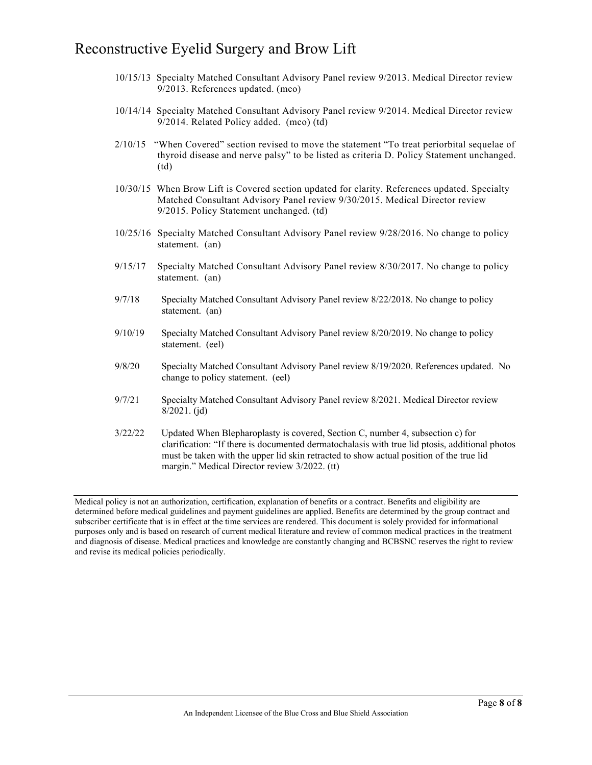10/15/13 Specialty Matched Consultant Advisory Panel review 9/2013. Medical Director review 9/2013. References updated. (mco)

10/14/14 Specialty Matched Consultant Advisory Panel review 9/2014. Medical Director review 9/2014. Related Policy added. (mco) (td)

2/10/15 "When Covered" section revised to move the statement "To treat periorbital sequelae of thyroid disease and nerve palsy" to be listed as criteria D. Policy Statement unchanged. (td)

10/30/15 When Brow Lift is Covered section updated for clarity. References updated. Specialty Matched Consultant Advisory Panel review 9/30/2015. Medical Director review 9/2015. Policy Statement unchanged. (td)

10/25/16 Specialty Matched Consultant Advisory Panel review 9/28/2016. No change to policy statement. (an)

9/15/17 Specialty Matched Consultant Advisory Panel review 8/30/2017. No change to policy statement. (an)

9/7/18 Specialty Matched Consultant Advisory Panel review 8/22/2018. No change to policy statement. (an)

9/10/19 Specialty Matched Consultant Advisory Panel review 8/20/2019. No change to policy statement. (eel)

9/8/20 Specialty Matched Consultant Advisory Panel review 8/19/2020. References updated. No change to policy statement. (eel)

9/7/21 Specialty Matched Consultant Advisory Panel review 8/2021. Medical Director review 8/2021. (jd)

3/22/22 Updated When Blepharoplasty is covered, Section C, number 4, subsection c) for clarification: "If there is documented dermatochalasis with true lid ptosis, additional photos must be taken with the upper lid skin retracted to show actual position of the true lid margin." Medical Director review 3/2022. (tt)

---

Medical policy is not an authorization, certification, explanation of benefits or a contract. Benefits and eligibility are determined before medical guidelines and payment guidelines are applied. Benefits are determined by the group contract and subscriber certificate that is in effect at the time services are rendered. This document is solely provided for informational purposes only and is based on research of current medical literature and review of common medical practices in the treatment and diagnosis of disease. Medical practices and knowledge are constantly changing and BCBSNC reserves the right to review and revise its medical policies periodically.